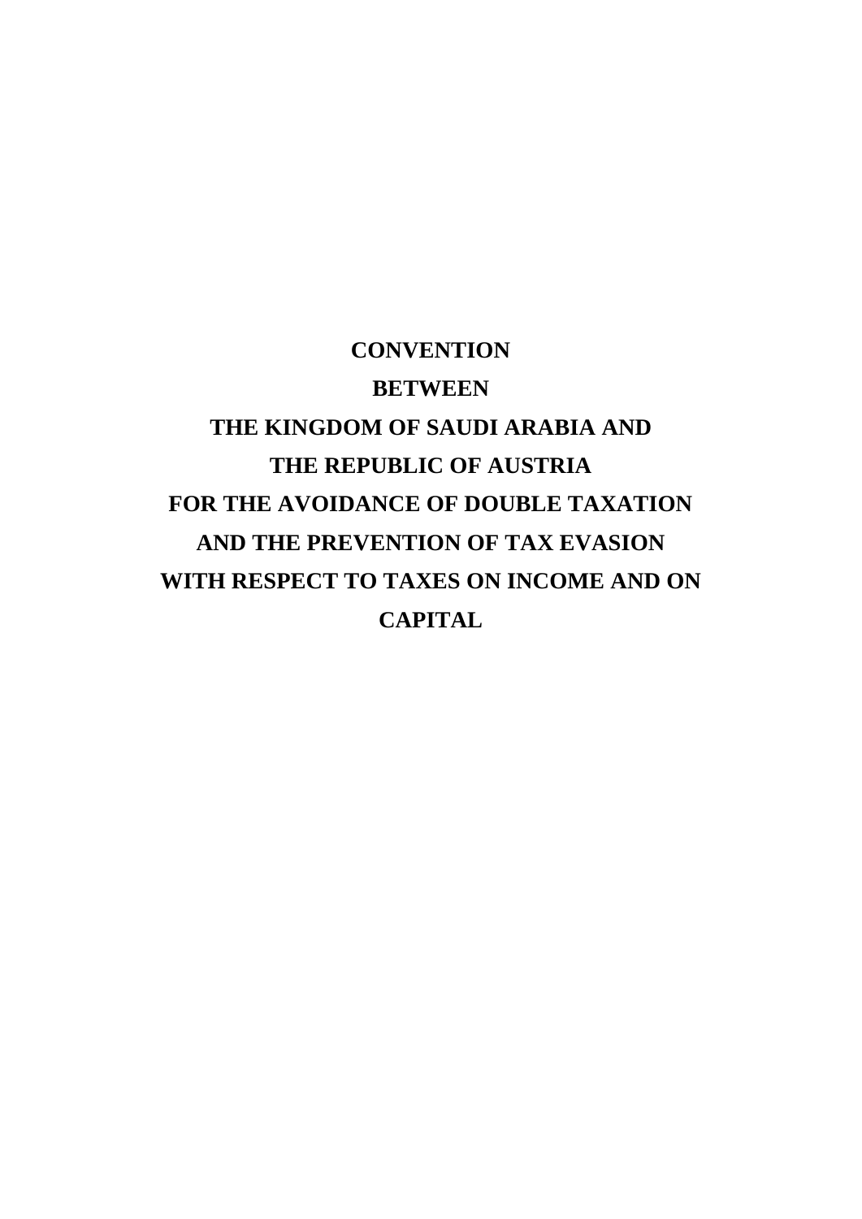# CONVENTION

# BETWEEN

# THE KINGDOM OF SAUDI ARABIA AND THE REPUBLIC OF AUSTRIA FOR THE AVOIDANCE OF DOUBLE TAXATION AND THE PREVENTION OF TAX EVASION WITH RESPECT TO TAXES ON INCOME AND ON CAPITAL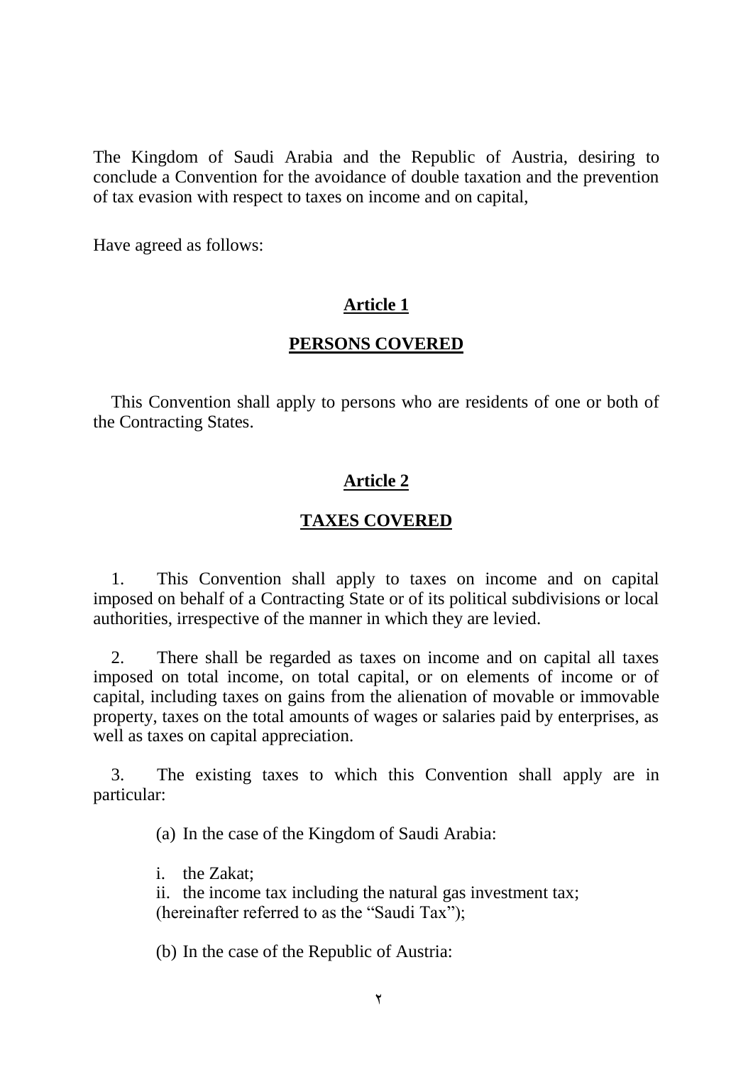The Kingdom of Saudi Arabia and the Republic of Austria, desiring to conclude a Convention for the avoidance of double taxation and the prevention of tax evasion with respect to taxes on income and on capital,

Have agreed as follows:

## Article 1

## PERSONS COVERED

This Convention shall apply to persons who are residents of one or both of the Contracting States.

## Article 2

## TAXES COVERED

1. This Convention shall apply to taxes on income and on capital imposed on behalf of a Contracting State or of its political subdivisions or local authorities, irrespective of the manner in which they are levied.

2. There shall be regarded as taxes on income and on capital all taxes imposed on total income, on total capital, or on elements of income or of capital, including taxes on gains from the alienation of movable or immovable property, taxes on the total amounts of wages or salaries paid by enterprises, as well as taxes on capital appreciation.

3. The existing taxes to which this Convention shall apply are in particular:

(a) In the case of the Kingdom of Saudi Arabia:

i. the Zakat;
ii. the income tax including the natural gas investment tax;
(hereinafter referred to as the "Saudi Tax");

(b) In the case of the Republic of Austria: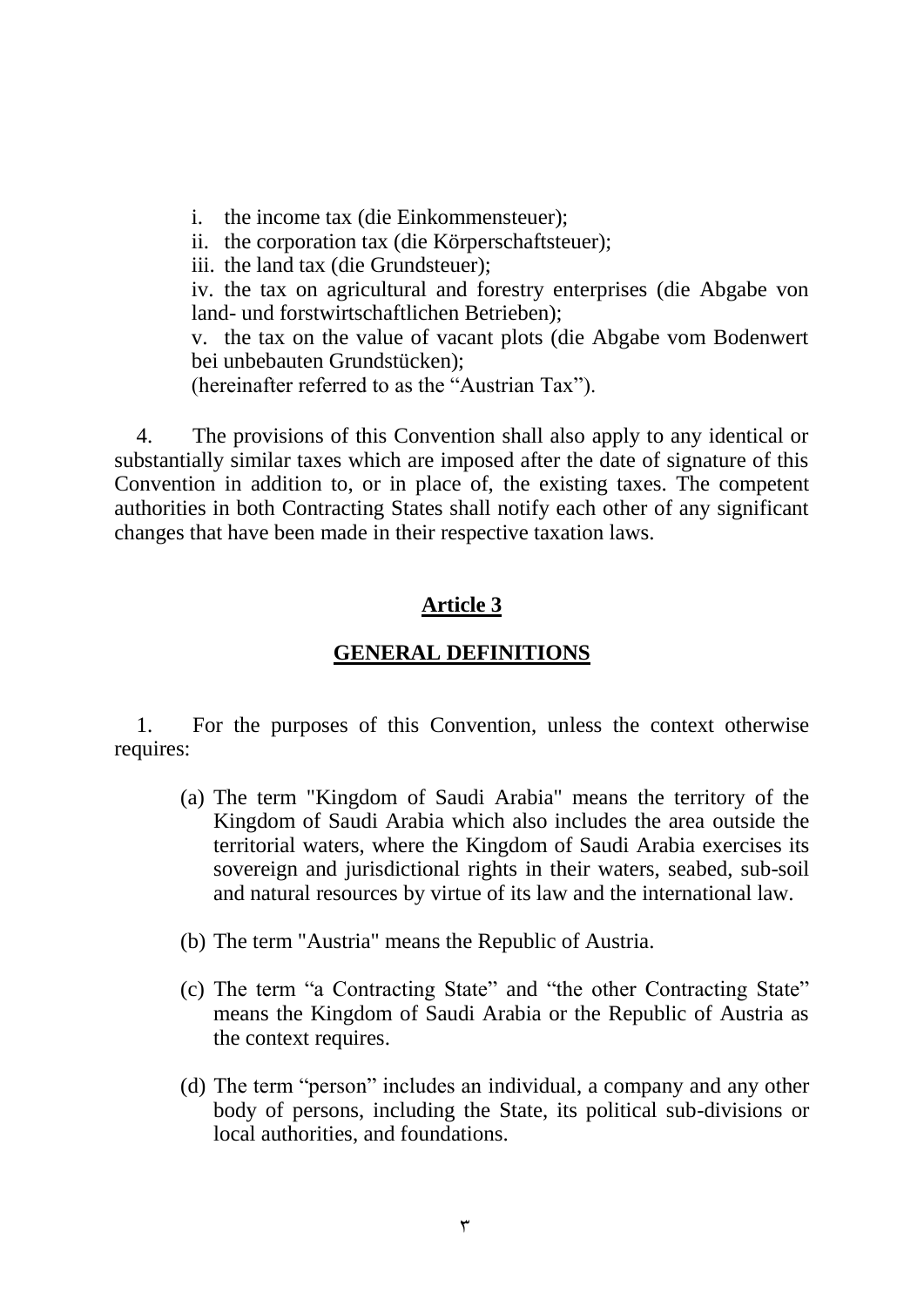i. the income tax (die Einkommensteuer);
ii. the corporation tax (die Körperschaftsteuer);
iii. the land tax (die Grundsteuer);
iv. the tax on agricultural and forestry enterprises (die Abgabe von land- und forstwirtschaftlichen Betrieben);
v. the tax on the value of vacant plots (die Abgabe vom Bodenwert bei unbebauten Grundstücken);
(hereinafter referred to as the "Austrian Tax").

4. The provisions of this Convention shall also apply to any identical or substantially similar taxes which are imposed after the date of signature of this Convention in addition to, or in place of, the existing taxes. The competent authorities in both Contracting States shall notify each other of any significant changes that have been made in their respective taxation laws.

## Article 3

## GENERAL DEFINITIONS

1. For the purposes of this Convention, unless the context otherwise requires:

(a) The term "Kingdom of Saudi Arabia" means the territory of the Kingdom of Saudi Arabia which also includes the area outside the territorial waters, where the Kingdom of Saudi Arabia exercises its sovereign and jurisdictional rights in their waters, seabed, sub-soil and natural resources by virtue of its law and the international law.

(b) The term "Austria" means the Republic of Austria.

(c) The term "a Contracting State" and "the other Contracting State" means the Kingdom of Saudi Arabia or the Republic of Austria as the context requires.

(d) The term "person" includes an individual, a company and any other body of persons, including the State, its political sub-divisions or local authorities, and foundations.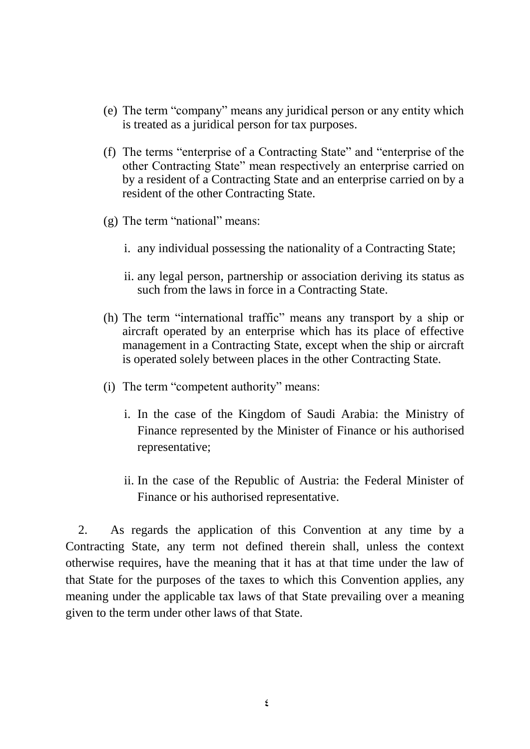(e) The term "company" means any juridical person or any entity which is treated as a juridical person for tax purposes.

(f) The terms "enterprise of a Contracting State" and "enterprise of the other Contracting State" mean respectively an enterprise carried on by a resident of a Contracting State and an enterprise carried on by a resident of the other Contracting State.

(g) The term "national" means:

i. any individual possessing the nationality of a Contracting State;

ii. any legal person, partnership or association deriving its status as such from the laws in force in a Contracting State.

(h) The term "international traffic" means any transport by a ship or aircraft operated by an enterprise which has its place of effective management in a Contracting State, except when the ship or aircraft is operated solely between places in the other Contracting State.

(i) The term "competent authority" means:

i. In the case of the Kingdom of Saudi Arabia: the Ministry of Finance represented by the Minister of Finance or his authorised representative;

ii. In the case of the Republic of Austria: the Federal Minister of Finance or his authorised representative.

2. As regards the application of this Convention at any time by a Contracting State, any term not defined therein shall, unless the context otherwise requires, have the meaning that it has at that time under the law of that State for the purposes of the taxes to which this Convention applies, any meaning under the applicable tax laws of that State prevailing over a meaning given to the term under other laws of that State.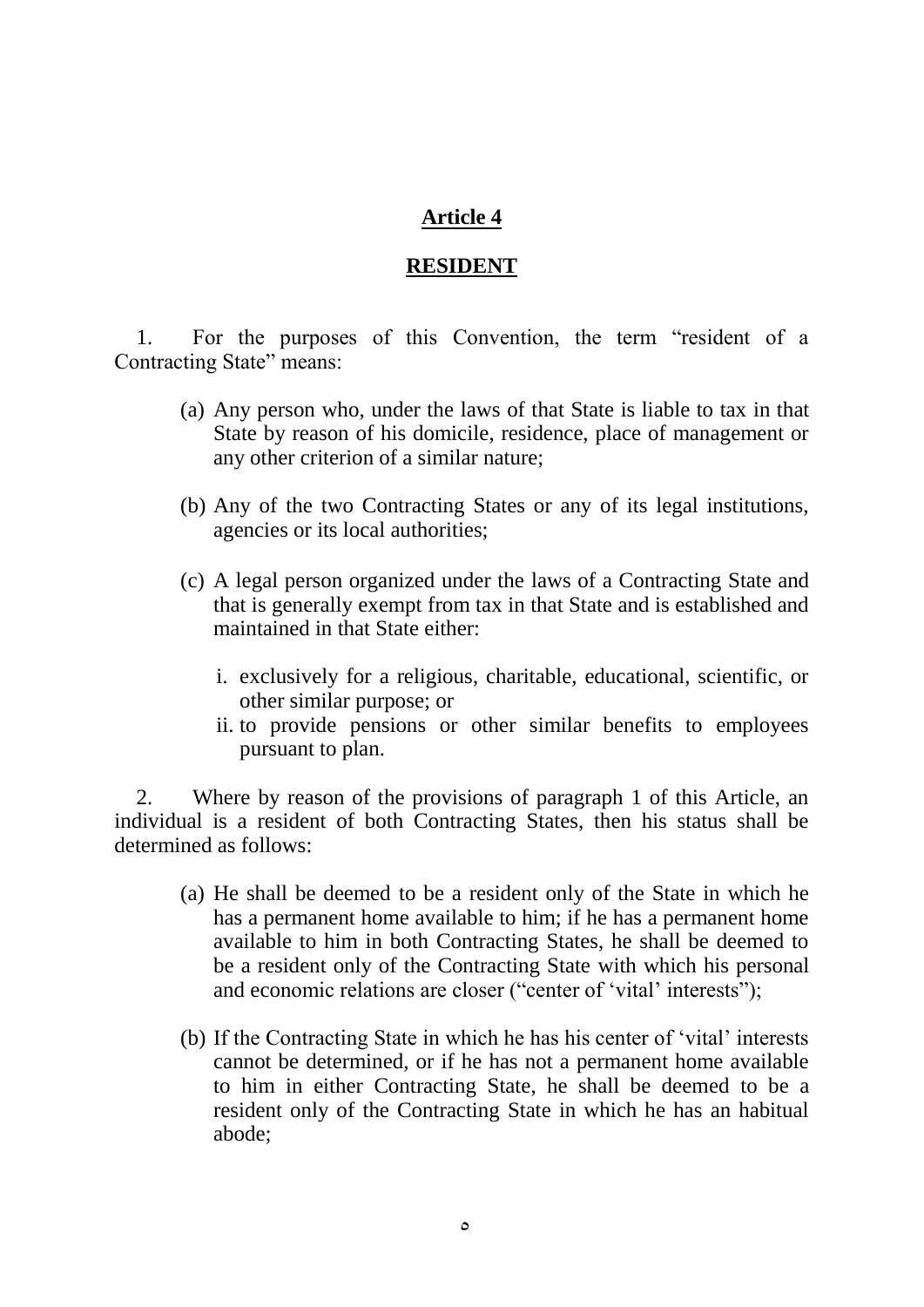## Article 4

## RESIDENT

1. For the purposes of this Convention, the term "resident of a Contracting State" means:

   (a) Any person who, under the laws of that State is liable to tax in that State by reason of his domicile, residence, place of management or any other criterion of a similar nature;

   (b) Any of the two Contracting States or any of its legal institutions, agencies or its local authorities;

   (c) A legal person organized under the laws of a Contracting State and that is generally exempt from tax in that State and is established and maintained in that State either:

      i. exclusively for a religious, charitable, educational, scientific, or other similar purpose; or
      ii. to provide pensions or other similar benefits to employees pursuant to plan.

2. Where by reason of the provisions of paragraph 1 of this Article, an individual is a resident of both Contracting States, then his status shall be determined as follows:

   (a) He shall be deemed to be a resident only of the State in which he has a permanent home available to him; if he has a permanent home available to him in both Contracting States, he shall be deemed to be a resident only of the Contracting State with which his personal and economic relations are closer ("center of 'vital' interests");

   (b) If the Contracting State in which he has his center of 'vital' interests cannot be determined, or if he has not a permanent home available to him in either Contracting State, he shall be deemed to be a resident only of the Contracting State in which he has an habitual abode;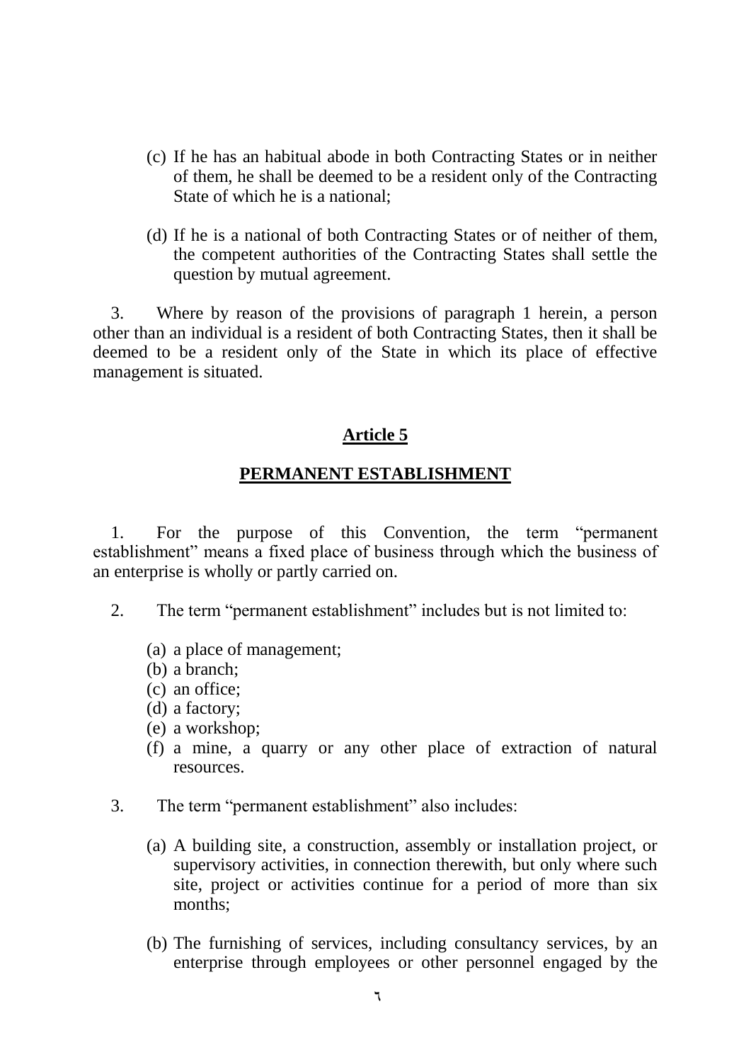(c) If he has an habitual abode in both Contracting States or in neither of them, he shall be deemed to be a resident only of the Contracting State of which he is a national;

(d) If he is a national of both Contracting States or of neither of them, the competent authorities of the Contracting States shall settle the question by mutual agreement.

3. Where by reason of the provisions of paragraph 1 herein, a person other than an individual is a resident of both Contracting States, then it shall be deemed to be a resident only of the State in which its place of effective management is situated.

## Article 5

## PERMANENT ESTABLISHMENT

1. For the purpose of this Convention, the term "permanent establishment" means a fixed place of business through which the business of an enterprise is wholly or partly carried on.

2. The term "permanent establishment" includes but is not limited to:

(a) a place of management;
(b) a branch;
(c) an office;
(d) a factory;
(e) a workshop;
(f) a mine, a quarry or any other place of extraction of natural resources.

3. The term "permanent establishment" also includes:

(a) A building site, a construction, assembly or installation project, or supervisory activities, in connection therewith, but only where such site, project or activities continue for a period of more than six months;

(b) The furnishing of services, including consultancy services, by an enterprise through employees or other personnel engaged by the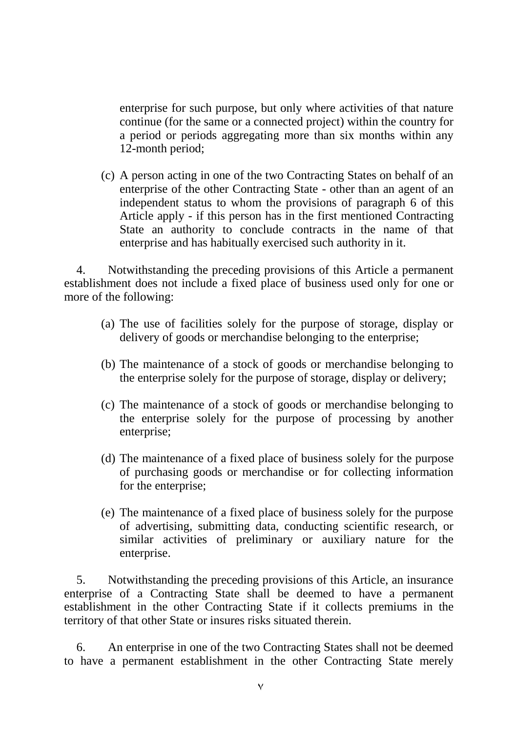enterprise for such purpose, but only where activities of that nature continue (for the same or a connected project) within the country for a period or periods aggregating more than six months within any 12-month period;

(c) A person acting in one of the two Contracting States on behalf of an enterprise of the other Contracting State - other than an agent of an independent status to whom the provisions of paragraph 6 of this Article apply - if this person has in the first mentioned Contracting State an authority to conclude contracts in the name of that enterprise and has habitually exercised such authority in it.

4. Notwithstanding the preceding provisions of this Article a permanent establishment does not include a fixed place of business used only for one or more of the following:

(a) The use of facilities solely for the purpose of storage, display or delivery of goods or merchandise belonging to the enterprise;

(b) The maintenance of a stock of goods or merchandise belonging to the enterprise solely for the purpose of storage, display or delivery;

(c) The maintenance of a stock of goods or merchandise belonging to the enterprise solely for the purpose of processing by another enterprise;

(d) The maintenance of a fixed place of business solely for the purpose of purchasing goods or merchandise or for collecting information for the enterprise;

(e) The maintenance of a fixed place of business solely for the purpose of advertising, submitting data, conducting scientific research, or similar activities of preliminary or auxiliary nature for the enterprise.

5. Notwithstanding the preceding provisions of this Article, an insurance enterprise of a Contracting State shall be deemed to have a permanent establishment in the other Contracting State if it collects premiums in the territory of that other State or insures risks situated therein.

6. An enterprise in one of the two Contracting States shall not be deemed to have a permanent establishment in the other Contracting State merely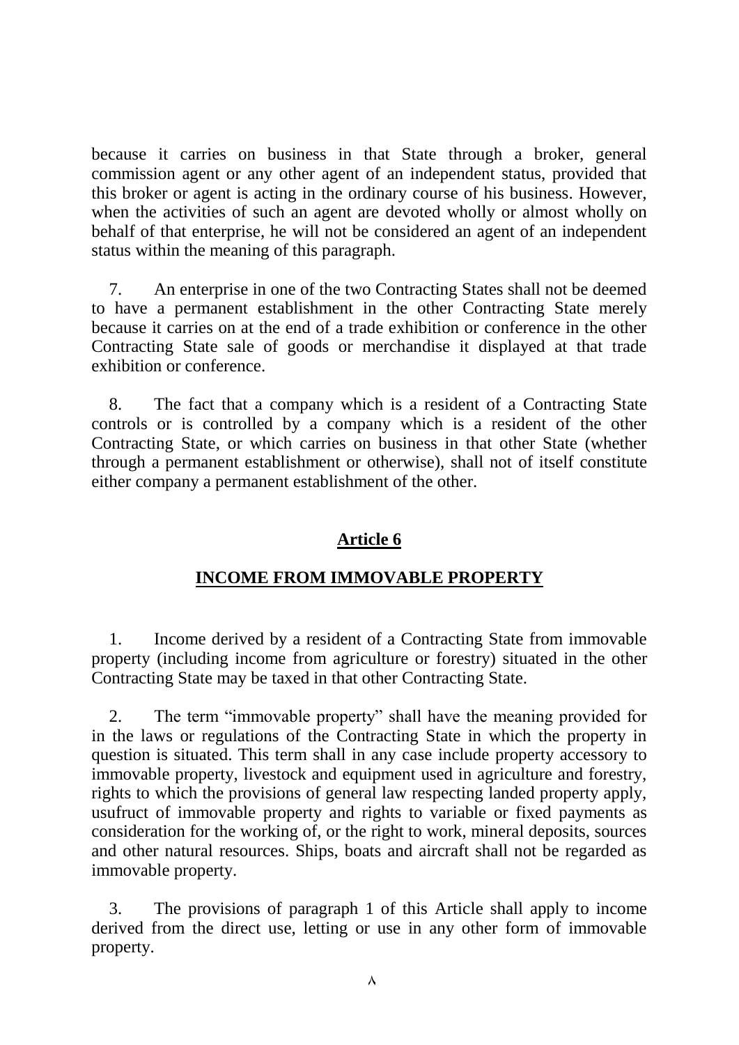because it carries on business in that State through a broker, general commission agent or any other agent of an independent status, provided that this broker or agent is acting in the ordinary course of his business. However, when the activities of such an agent are devoted wholly or almost wholly on behalf of that enterprise, he will not be considered an agent of an independent status within the meaning of this paragraph.

7. An enterprise in one of the two Contracting States shall not be deemed to have a permanent establishment in the other Contracting State merely because it carries on at the end of a trade exhibition or conference in the other Contracting State sale of goods or merchandise it displayed at that trade exhibition or conference.

8. The fact that a company which is a resident of a Contracting State controls or is controlled by a company which is a resident of the other Contracting State, or which carries on business in that other State (whether through a permanent establishment or otherwise), shall not of itself constitute either company a permanent establishment of the other.

## Article 6

## INCOME FROM IMMOVABLE PROPERTY

1. Income derived by a resident of a Contracting State from immovable property (including income from agriculture or forestry) situated in the other Contracting State may be taxed in that other Contracting State.

2. The term "immovable property" shall have the meaning provided for in the laws or regulations of the Contracting State in which the property in question is situated. This term shall in any case include property accessory to immovable property, livestock and equipment used in agriculture and forestry, rights to which the provisions of general law respecting landed property apply, usufruct of immovable property and rights to variable or fixed payments as consideration for the working of, or the right to work, mineral deposits, sources and other natural resources. Ships, boats and aircraft shall not be regarded as immovable property.

3. The provisions of paragraph 1 of this Article shall apply to income derived from the direct use, letting or use in any other form of immovable property.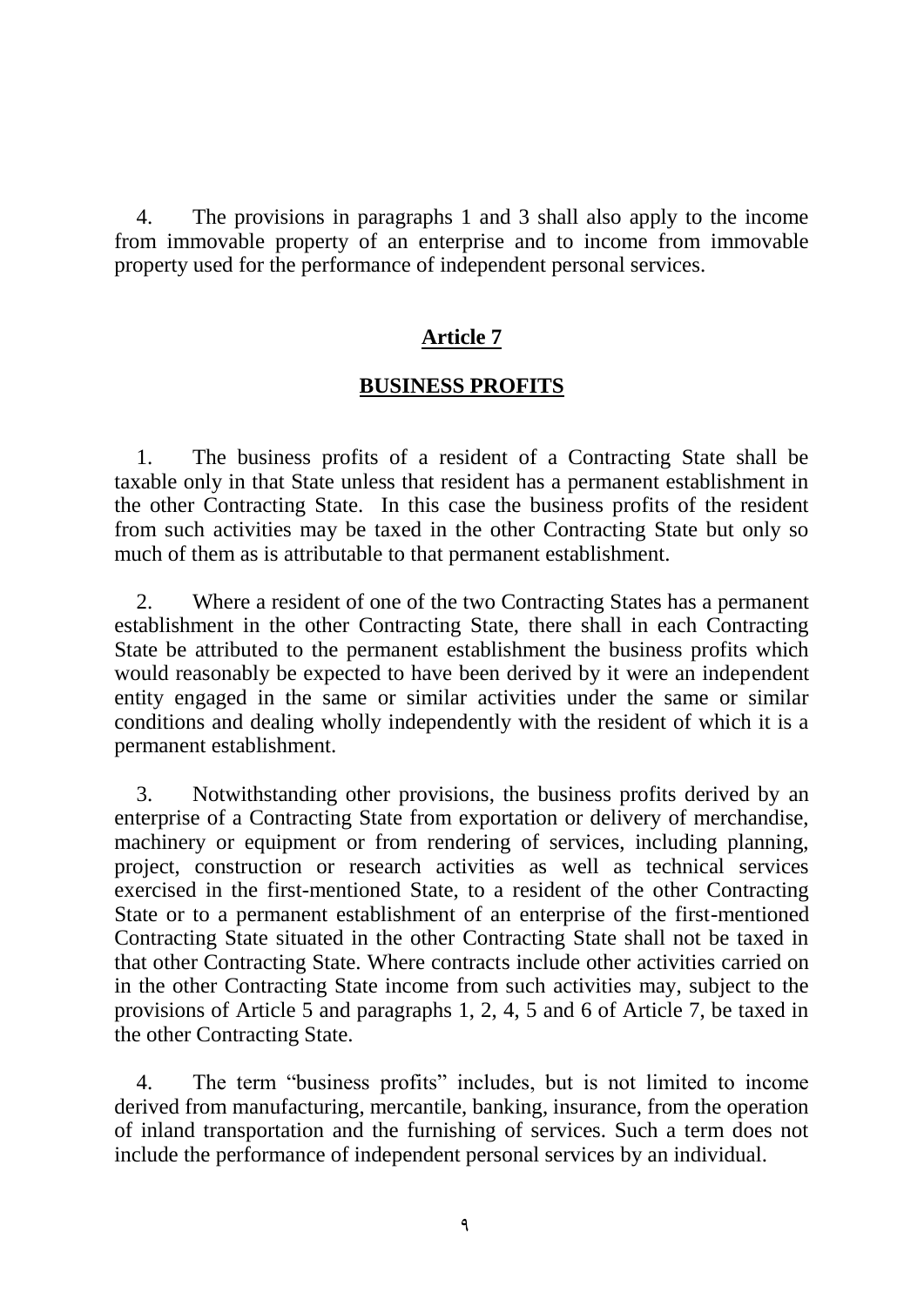4. The provisions in paragraphs 1 and 3 shall also apply to the income from immovable property of an enterprise and to income from immovable property used for the performance of independent personal services.

## Article 7

## BUSINESS PROFITS

1. The business profits of a resident of a Contracting State shall be taxable only in that State unless that resident has a permanent establishment in the other Contracting State. In this case the business profits of the resident from such activities may be taxed in the other Contracting State but only so much of them as is attributable to that permanent establishment.

2. Where a resident of one of the two Contracting States has a permanent establishment in the other Contracting State, there shall in each Contracting State be attributed to the permanent establishment the business profits which would reasonably be expected to have been derived by it were an independent entity engaged in the same or similar activities under the same or similar conditions and dealing wholly independently with the resident of which it is a permanent establishment.

3. Notwithstanding other provisions, the business profits derived by an enterprise of a Contracting State from exportation or delivery of merchandise, machinery or equipment or from rendering of services, including planning, project, construction or research activities as well as technical services exercised in the first-mentioned State, to a resident of the other Contracting State or to a permanent establishment of an enterprise of the first-mentioned Contracting State situated in the other Contracting State shall not be taxed in that other Contracting State. Where contracts include other activities carried on in the other Contracting State income from such activities may, subject to the provisions of Article 5 and paragraphs 1, 2, 4, 5 and 6 of Article 7, be taxed in the other Contracting State.

4. The term "business profits" includes, but is not limited to income derived from manufacturing, mercantile, banking, insurance, from the operation of inland transportation and the furnishing of services. Such a term does not include the performance of independent personal services by an individual.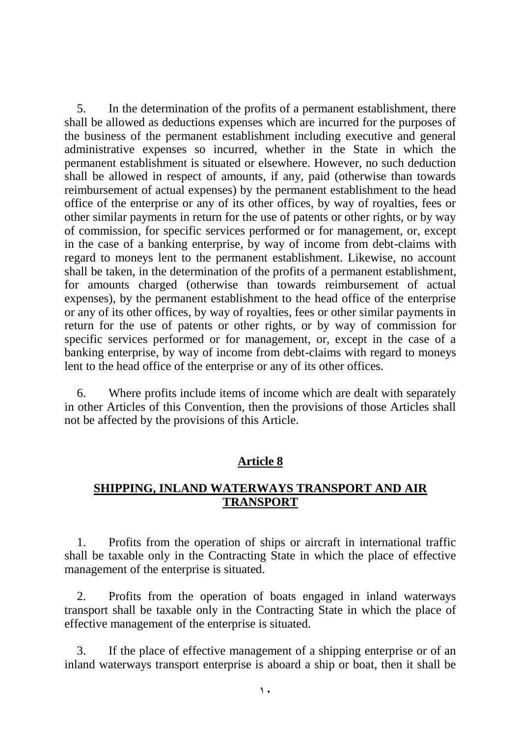5. In the determination of the profits of a permanent establishment, there shall be allowed as deductions expenses which are incurred for the purposes of the business of the permanent establishment including executive and general administrative expenses so incurred, whether in the State in which the permanent establishment is situated or elsewhere. However, no such deduction shall be allowed in respect of amounts, if any, paid (otherwise than towards reimbursement of actual expenses) by the permanent establishment to the head office of the enterprise or any of its other offices, by way of royalties, fees or other similar payments in return for the use of patents or other rights, or by way of commission, for specific services performed or for management, or, except in the case of a banking enterprise, by way of income from debt-claims with regard to moneys lent to the permanent establishment. Likewise, no account shall be taken, in the determination of the profits of a permanent establishment, for amounts charged (otherwise than towards reimbursement of actual expenses), by the permanent establishment to the head office of the enterprise or any of its other offices, by way of royalties, fees or other similar payments in return for the use of patents or other rights, or by way of commission for specific services performed or for management, or, except in the case of a banking enterprise, by way of income from debt-claims with regard to moneys lent to the head office of the enterprise or any of its other offices.

6. Where profits include items of income which are dealt with separately in other Articles of this Convention, then the provisions of those Articles shall not be affected by the provisions of this Article.

## Article 8

## SHIPPING, INLAND WATERWAYS TRANSPORT AND AIR TRANSPORT

1. Profits from the operation of ships or aircraft in international traffic shall be taxable only in the Contracting State in which the place of effective management of the enterprise is situated.

2. Profits from the operation of boats engaged in inland waterways transport shall be taxable only in the Contracting State in which the place of effective management of the enterprise is situated.

3. If the place of effective management of a shipping enterprise or of an inland waterways transport enterprise is aboard a ship or boat, then it shall be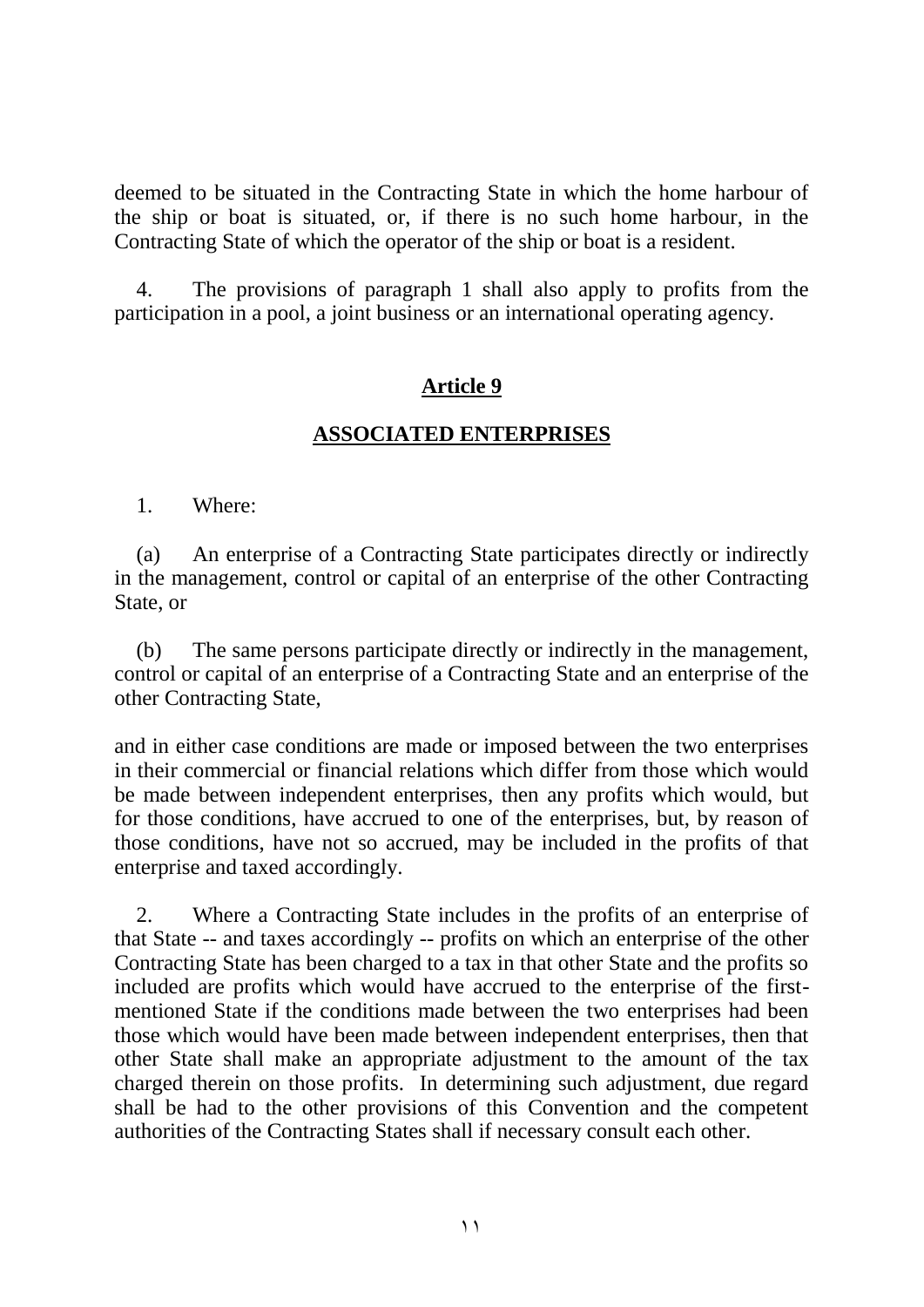deemed to be situated in the Contracting State in which the home harbour of the ship or boat is situated, or, if there is no such home harbour, in the Contracting State of which the operator of the ship or boat is a resident.

4. The provisions of paragraph 1 shall also apply to profits from the participation in a pool, a joint business or an international operating agency.

## Article 9

## ASSOCIATED ENTERPRISES

1. Where:

(a) An enterprise of a Contracting State participates directly or indirectly in the management, control or capital of an enterprise of the other Contracting State, or

(b) The same persons participate directly or indirectly in the management, control or capital of an enterprise of a Contracting State and an enterprise of the other Contracting State,

and in either case conditions are made or imposed between the two enterprises in their commercial or financial relations which differ from those which would be made between independent enterprises, then any profits which would, but for those conditions, have accrued to one of the enterprises, but, by reason of those conditions, have not so accrued, may be included in the profits of that enterprise and taxed accordingly.

2. Where a Contracting State includes in the profits of an enterprise of that State -- and taxes accordingly -- profits on which an enterprise of the other Contracting State has been charged to a tax in that other State and the profits so included are profits which would have accrued to the enterprise of the first-mentioned State if the conditions made between the two enterprises had been those which would have been made between independent enterprises, then that other State shall make an appropriate adjustment to the amount of the tax charged therein on those profits. In determining such adjustment, due regard shall be had to the other provisions of this Convention and the competent authorities of the Contracting States shall if necessary consult each other.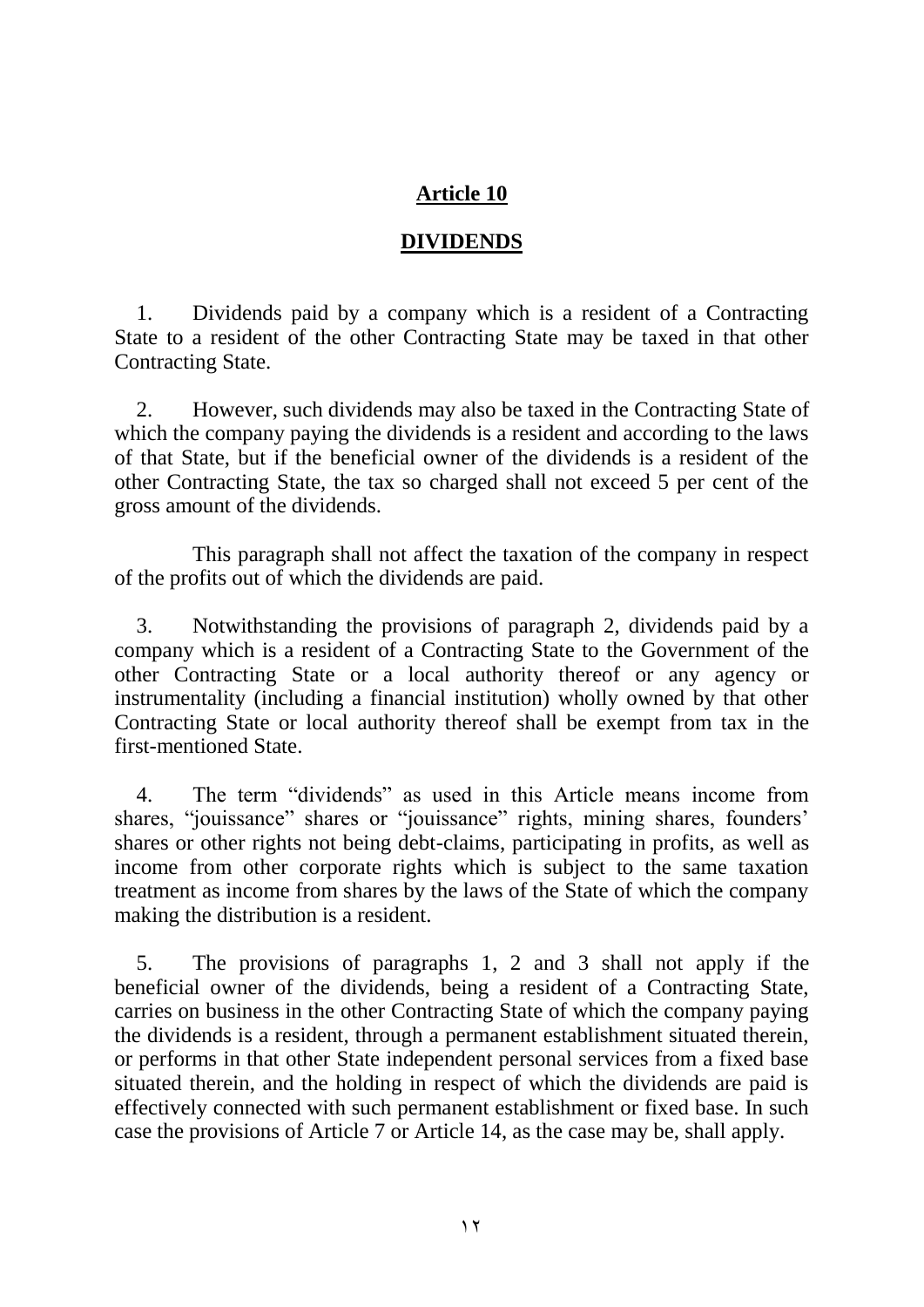## Article 10

## DIVIDENDS

1. Dividends paid by a company which is a resident of a Contracting State to a resident of the other Contracting State may be taxed in that other Contracting State.

2. However, such dividends may also be taxed in the Contracting State of which the company paying the dividends is a resident and according to the laws of that State, but if the beneficial owner of the dividends is a resident of the other Contracting State, the tax so charged shall not exceed 5 per cent of the gross amount of the dividends.

This paragraph shall not affect the taxation of the company in respect of the profits out of which the dividends are paid.

3. Notwithstanding the provisions of paragraph 2, dividends paid by a company which is a resident of a Contracting State to the Government of the other Contracting State or a local authority thereof or any agency or instrumentality (including a financial institution) wholly owned by that other Contracting State or local authority thereof shall be exempt from tax in the first-mentioned State.

4. The term "dividends" as used in this Article means income from shares, "jouissance" shares or "jouissance" rights, mining shares, founders' shares or other rights not being debt-claims, participating in profits, as well as income from other corporate rights which is subject to the same taxation treatment as income from shares by the laws of the State of which the company making the distribution is a resident.

5. The provisions of paragraphs 1, 2 and 3 shall not apply if the beneficial owner of the dividends, being a resident of a Contracting State, carries on business in the other Contracting State of which the company paying the dividends is a resident, through a permanent establishment situated therein, or performs in that other State independent personal services from a fixed base situated therein, and the holding in respect of which the dividends are paid is effectively connected with such permanent establishment or fixed base. In such case the provisions of Article 7 or Article 14, as the case may be, shall apply.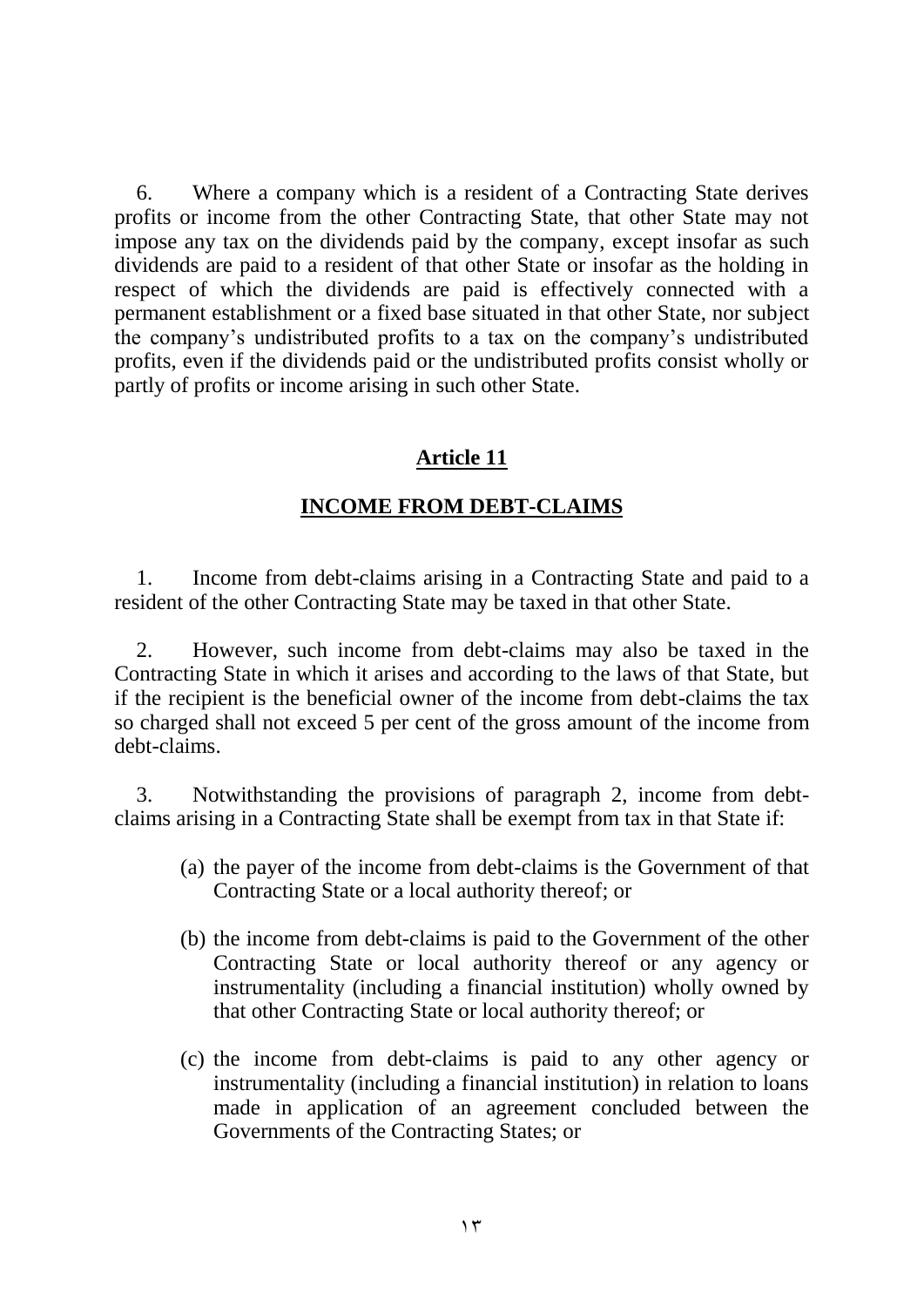6. Where a company which is a resident of a Contracting State derives profits or income from the other Contracting State, that other State may not impose any tax on the dividends paid by the company, except insofar as such dividends are paid to a resident of that other State or insofar as the holding in respect of which the dividends are paid is effectively connected with a permanent establishment or a fixed base situated in that other State, nor subject the company's undistributed profits to a tax on the company's undistributed profits, even if the dividends paid or the undistributed profits consist wholly or partly of profits or income arising in such other State.

## **Article 11**

## **INCOME FROM DEBT-CLAIMS**

1. Income from debt-claims arising in a Contracting State and paid to a resident of the other Contracting State may be taxed in that other State.

2. However, such income from debt-claims may also be taxed in the Contracting State in which it arises and according to the laws of that State, but if the recipient is the beneficial owner of the income from debt-claims the tax so charged shall not exceed 5 per cent of the gross amount of the income from debt-claims.

3. Notwithstanding the provisions of paragraph 2, income from debt-claims arising in a Contracting State shall be exempt from tax in that State if:

   (a) the payer of the income from debt-claims is the Government of that Contracting State or a local authority thereof; or

   (b) the income from debt-claims is paid to the Government of the other Contracting State or local authority thereof or any agency or instrumentality (including a financial institution) wholly owned by that other Contracting State or local authority thereof; or

   (c) the income from debt-claims is paid to any other agency or instrumentality (including a financial institution) in relation to loans made in application of an agreement concluded between the Governments of the Contracting States; or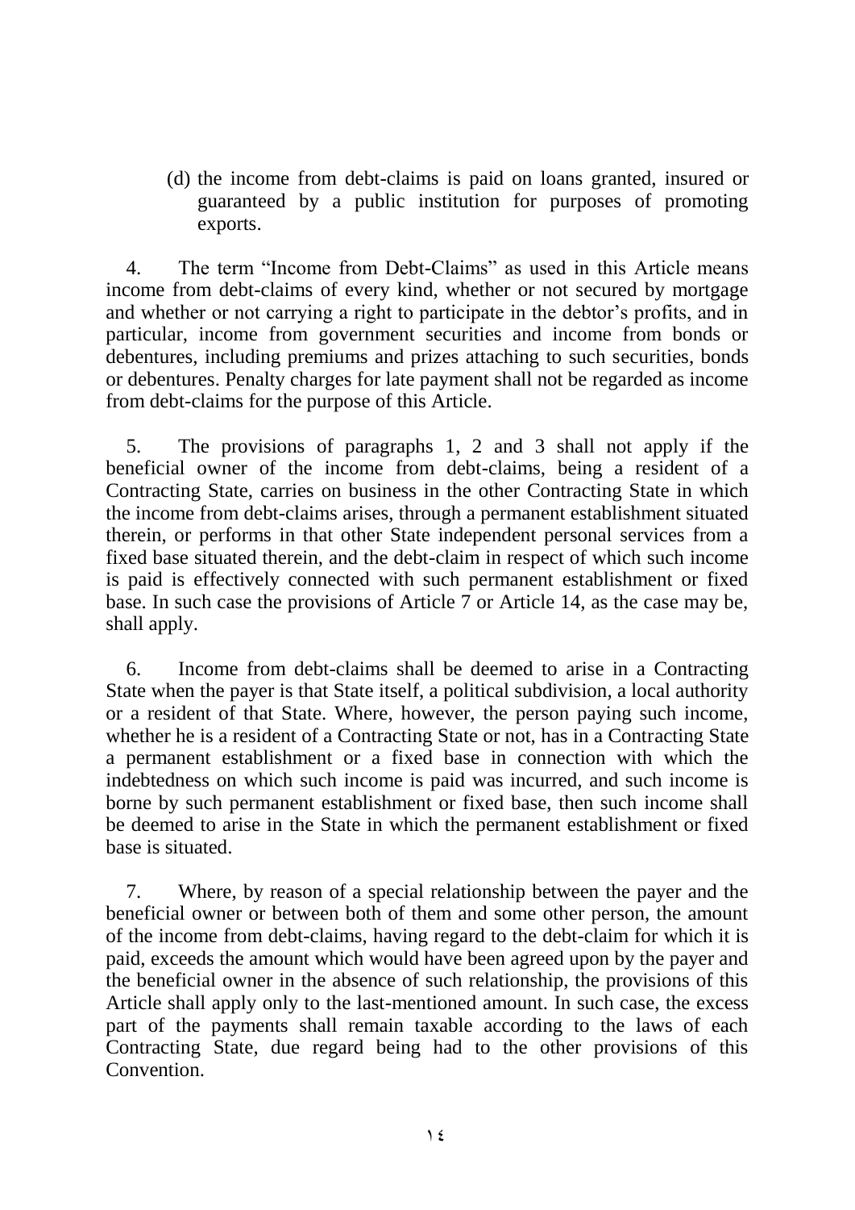(d) the income from debt-claims is paid on loans granted, insured or guaranteed by a public institution for purposes of promoting exports.

4. The term "Income from Debt-Claims" as used in this Article means income from debt-claims of every kind, whether or not secured by mortgage and whether or not carrying a right to participate in the debtor's profits, and in particular, income from government securities and income from bonds or debentures, including premiums and prizes attaching to such securities, bonds or debentures. Penalty charges for late payment shall not be regarded as income from debt-claims for the purpose of this Article.

5. The provisions of paragraphs 1, 2 and 3 shall not apply if the beneficial owner of the income from debt-claims, being a resident of a Contracting State, carries on business in the other Contracting State in which the income from debt-claims arises, through a permanent establishment situated therein, or performs in that other State independent personal services from a fixed base situated therein, and the debt-claim in respect of which such income is paid is effectively connected with such permanent establishment or fixed base. In such case the provisions of Article 7 or Article 14, as the case may be, shall apply.

6. Income from debt-claims shall be deemed to arise in a Contracting State when the payer is that State itself, a political subdivision, a local authority or a resident of that State. Where, however, the person paying such income, whether he is a resident of a Contracting State or not, has in a Contracting State a permanent establishment or a fixed base in connection with which the indebtedness on which such income is paid was incurred, and such income is borne by such permanent establishment or fixed base, then such income shall be deemed to arise in the State in which the permanent establishment or fixed base is situated.

7. Where, by reason of a special relationship between the payer and the beneficial owner or between both of them and some other person, the amount of the income from debt-claims, having regard to the debt-claim for which it is paid, exceeds the amount which would have been agreed upon by the payer and the beneficial owner in the absence of such relationship, the provisions of this Article shall apply only to the last-mentioned amount. In such case, the excess part of the payments shall remain taxable according to the laws of each Contracting State, due regard being had to the other provisions of this Convention.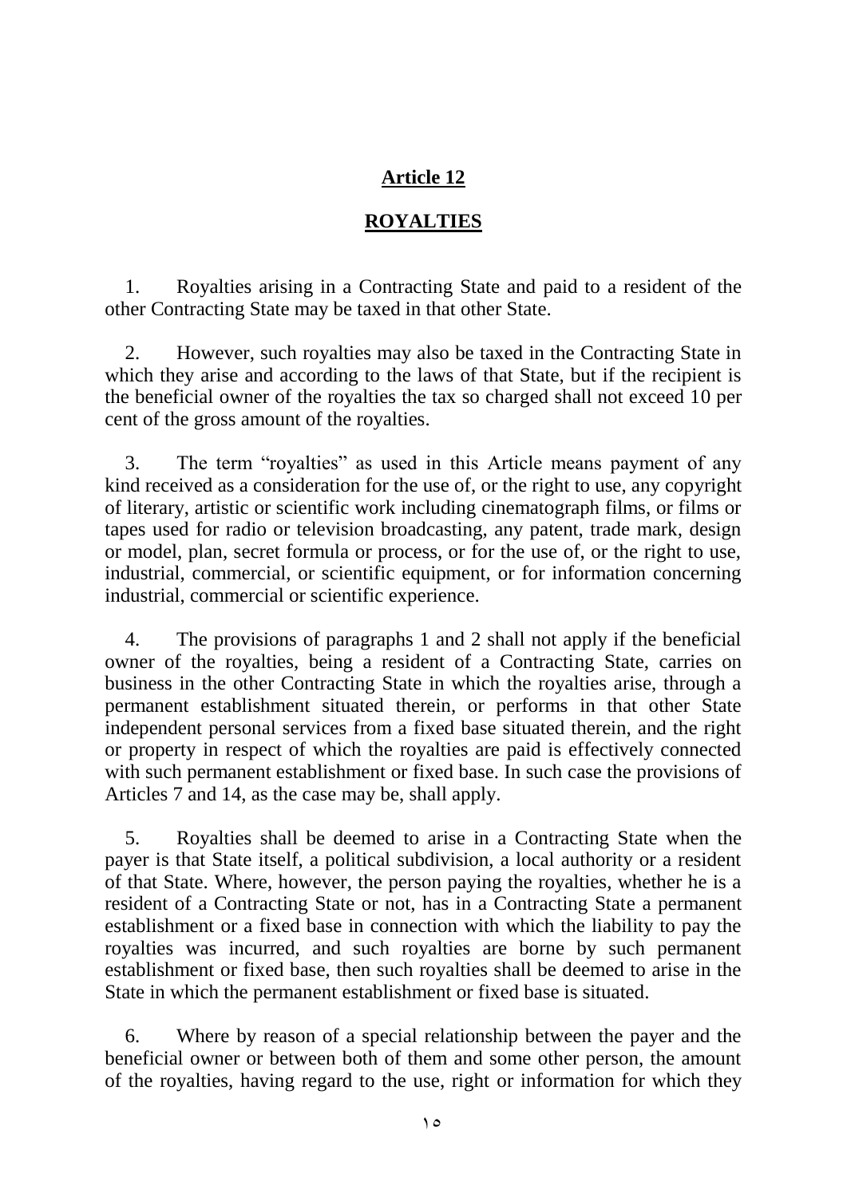## Article 12

## ROYALTIES

1. Royalties arising in a Contracting State and paid to a resident of the other Contracting State may be taxed in that other State.

2. However, such royalties may also be taxed in the Contracting State in which they arise and according to the laws of that State, but if the recipient is the beneficial owner of the royalties the tax so charged shall not exceed 10 per cent of the gross amount of the royalties.

3. The term "royalties" as used in this Article means payment of any kind received as a consideration for the use of, or the right to use, any copyright of literary, artistic or scientific work including cinematograph films, or films or tapes used for radio or television broadcasting, any patent, trade mark, design or model, plan, secret formula or process, or for the use of, or the right to use, industrial, commercial, or scientific equipment, or for information concerning industrial, commercial or scientific experience.

4. The provisions of paragraphs 1 and 2 shall not apply if the beneficial owner of the royalties, being a resident of a Contracting State, carries on business in the other Contracting State in which the royalties arise, through a permanent establishment situated therein, or performs in that other State independent personal services from a fixed base situated therein, and the right or property in respect of which the royalties are paid is effectively connected with such permanent establishment or fixed base. In such case the provisions of Articles 7 and 14, as the case may be, shall apply.

5. Royalties shall be deemed to arise in a Contracting State when the payer is that State itself, a political subdivision, a local authority or a resident of that State. Where, however, the person paying the royalties, whether he is a resident of a Contracting State or not, has in a Contracting State a permanent establishment or a fixed base in connection with which the liability to pay the royalties was incurred, and such royalties are borne by such permanent establishment or fixed base, then such royalties shall be deemed to arise in the State in which the permanent establishment or fixed base is situated.

6. Where by reason of a special relationship between the payer and the beneficial owner or between both of them and some other person, the amount of the royalties, having regard to the use, right or information for which they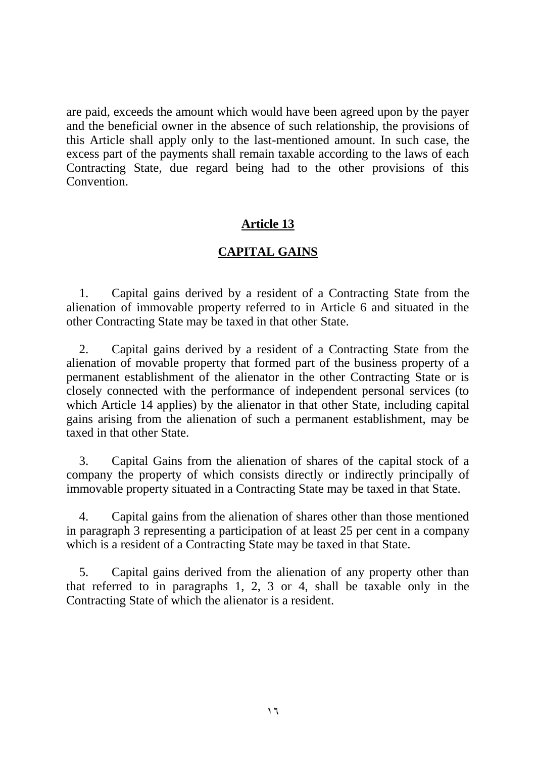are paid, exceeds the amount which would have been agreed upon by the payer and the beneficial owner in the absence of such relationship, the provisions of this Article shall apply only to the last-mentioned amount. In such case, the excess part of the payments shall remain taxable according to the laws of each Contracting State, due regard being had to the other provisions of this Convention.

## Article 13

## CAPITAL GAINS

1. Capital gains derived by a resident of a Contracting State from the alienation of immovable property referred to in Article 6 and situated in the other Contracting State may be taxed in that other State.

2. Capital gains derived by a resident of a Contracting State from the alienation of movable property that formed part of the business property of a permanent establishment of the alienator in the other Contracting State or is closely connected with the performance of independent personal services (to which Article 14 applies) by the alienator in that other State, including capital gains arising from the alienation of such a permanent establishment, may be taxed in that other State.

3. Capital Gains from the alienation of shares of the capital stock of a company the property of which consists directly or indirectly principally of immovable property situated in a Contracting State may be taxed in that State.

4. Capital gains from the alienation of shares other than those mentioned in paragraph 3 representing a participation of at least 25 per cent in a company which is a resident of a Contracting State may be taxed in that State.

5. Capital gains derived from the alienation of any property other than that referred to in paragraphs 1, 2, 3 or 4, shall be taxable only in the Contracting State of which the alienator is a resident.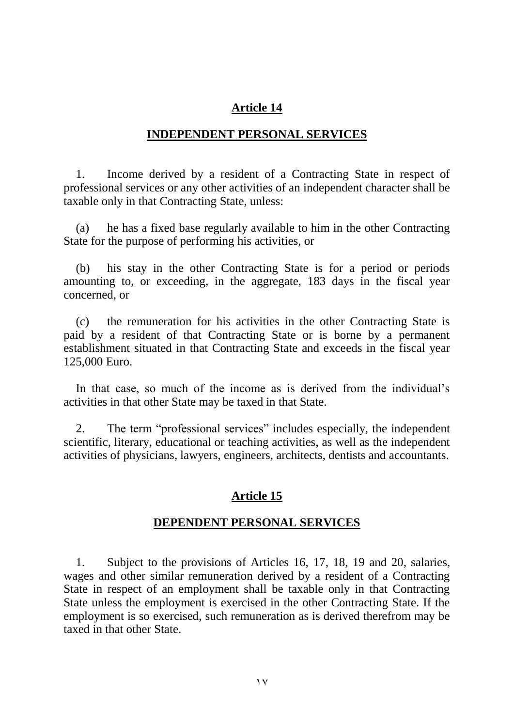## Article 14

## INDEPENDENT PERSONAL SERVICES

1. Income derived by a resident of a Contracting State in respect of professional services or any other activities of an independent character shall be taxable only in that Contracting State, unless:

(a) he has a fixed base regularly available to him in the other Contracting State for the purpose of performing his activities, or

(b) his stay in the other Contracting State is for a period or periods amounting to, or exceeding, in the aggregate, 183 days in the fiscal year concerned, or

(c) the remuneration for his activities in the other Contracting State is paid by a resident of that Contracting State or is borne by a permanent establishment situated in that Contracting State and exceeds in the fiscal year 125,000 Euro.

In that case, so much of the income as is derived from the individual's activities in that other State may be taxed in that State.

2. The term "professional services" includes especially, the independent scientific, literary, educational or teaching activities, as well as the independent activities of physicians, lawyers, engineers, architects, dentists and accountants.

## Article 15

## DEPENDENT PERSONAL SERVICES

1. Subject to the provisions of Articles 16, 17, 18, 19 and 20, salaries, wages and other similar remuneration derived by a resident of a Contracting State in respect of an employment shall be taxable only in that Contracting State unless the employment is exercised in the other Contracting State. If the employment is so exercised, such remuneration as is derived therefrom may be taxed in that other State.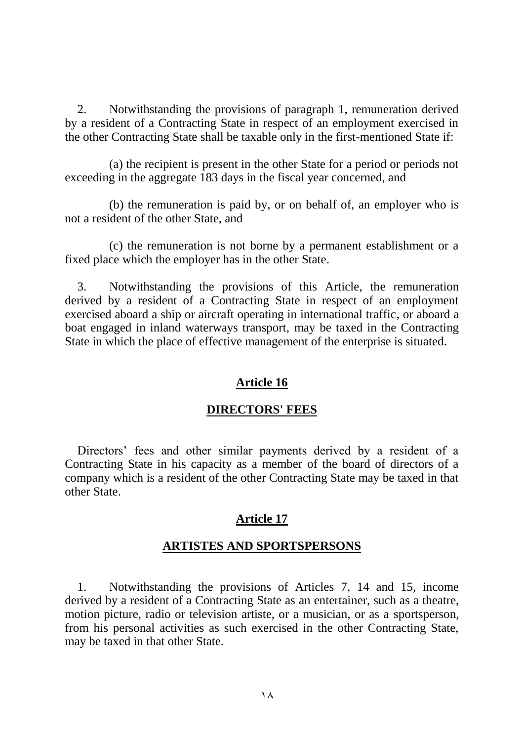2. Notwithstanding the provisions of paragraph 1, remuneration derived by a resident of a Contracting State in respect of an employment exercised in the other Contracting State shall be taxable only in the first-mentioned State if:

(a) the recipient is present in the other State for a period or periods not exceeding in the aggregate 183 days in the fiscal year concerned, and

(b) the remuneration is paid by, or on behalf of, an employer who is not a resident of the other State, and

(c) the remuneration is not borne by a permanent establishment or a fixed place which the employer has in the other State.

3. Notwithstanding the provisions of this Article, the remuneration derived by a resident of a Contracting State in respect of an employment exercised aboard a ship or aircraft operating in international traffic, or aboard a boat engaged in inland waterways transport, may be taxed in the Contracting State in which the place of effective management of the enterprise is situated.

## Article 16

## DIRECTORS' FEES

Directors' fees and other similar payments derived by a resident of a Contracting State in his capacity as a member of the board of directors of a company which is a resident of the other Contracting State may be taxed in that other State.

## Article 17

## ARTISTES AND SPORTSPERSONS

1. Notwithstanding the provisions of Articles 7, 14 and 15, income derived by a resident of a Contracting State as an entertainer, such as a theatre, motion picture, radio or television artiste, or a musician, or as a sportsperson, from his personal activities as such exercised in the other Contracting State, may be taxed in that other State.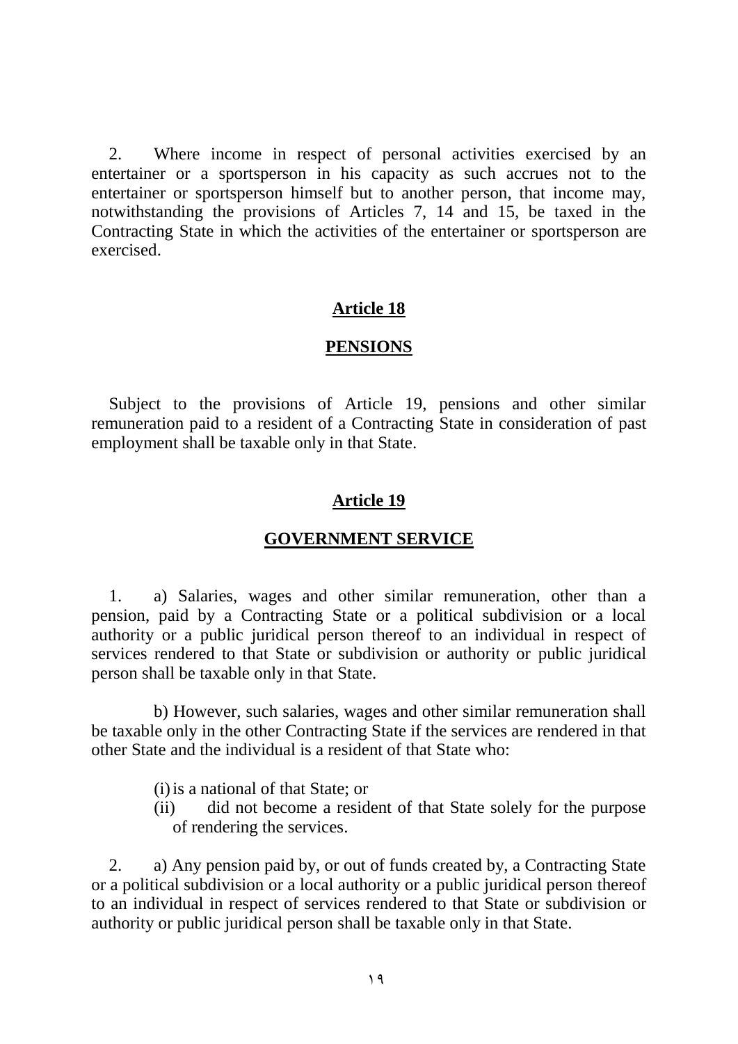2. Where income in respect of personal activities exercised by an entertainer or a sportsperson in his capacity as such accrues not to the entertainer or sportsperson himself but to another person, that income may, notwithstanding the provisions of Articles 7, 14 and 15, be taxed in the Contracting State in which the activities of the entertainer or sportsperson are exercised.

## Article 18

## PENSIONS

Subject to the provisions of Article 19, pensions and other similar remuneration paid to a resident of a Contracting State in consideration of past employment shall be taxable only in that State.

## Article 19

## GOVERNMENT SERVICE

1. a) Salaries, wages and other similar remuneration, other than a pension, paid by a Contracting State or a political subdivision or a local authority or a public juridical person thereof to an individual in respect of services rendered to that State or subdivision or authority or public juridical person shall be taxable only in that State.

b) However, such salaries, wages and other similar remuneration shall be taxable only in the other Contracting State if the services are rendered in that other State and the individual is a resident of that State who:

(i) is a national of that State; or

(ii) did not become a resident of that State solely for the purpose of rendering the services.

2. a) Any pension paid by, or out of funds created by, a Contracting State or a political subdivision or a local authority or a public juridical person thereof to an individual in respect of services rendered to that State or subdivision or authority or public juridical person shall be taxable only in that State.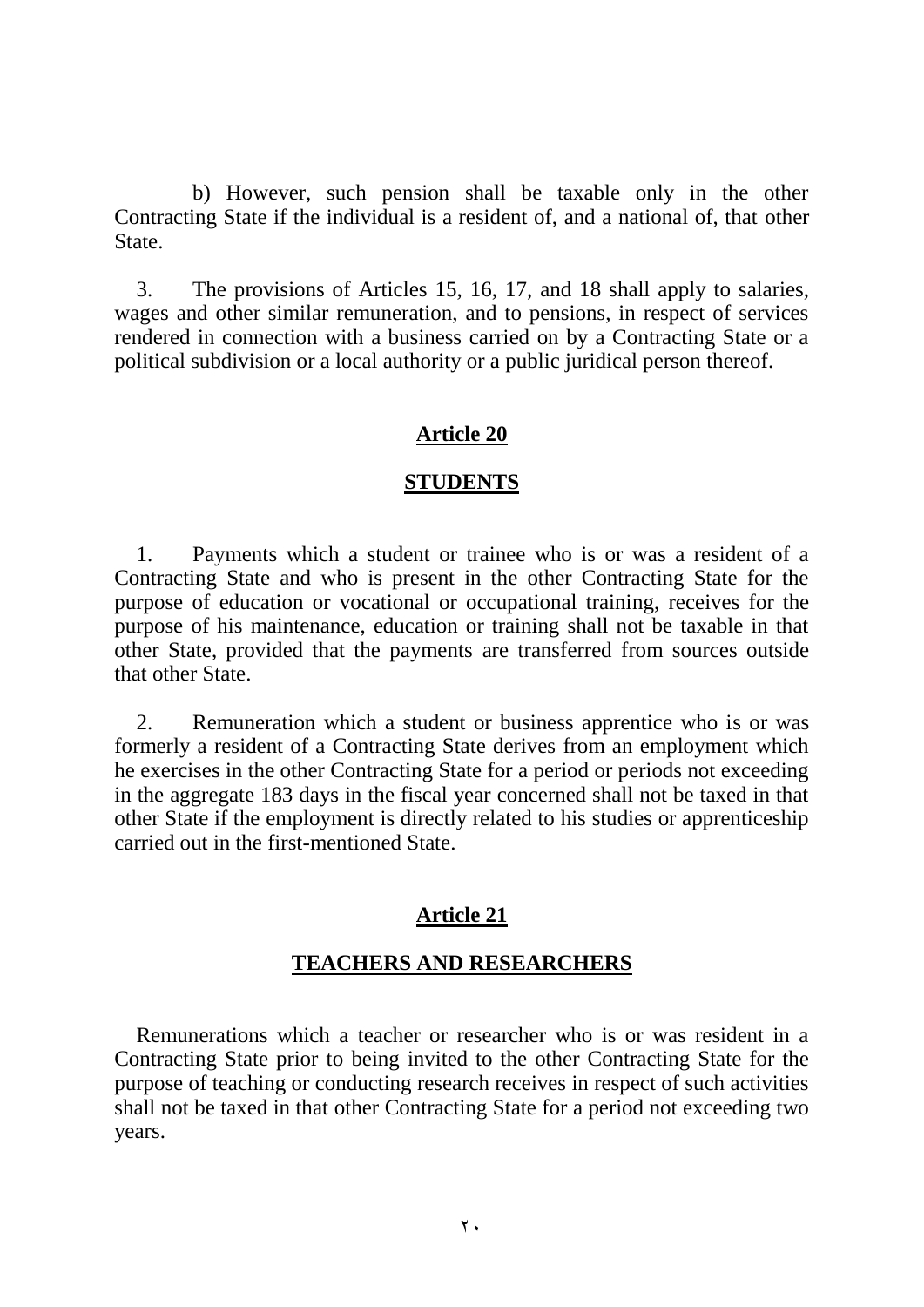b) However, such pension shall be taxable only in the other Contracting State if the individual is a resident of, and a national of, that other State.

3. The provisions of Articles 15, 16, 17, and 18 shall apply to salaries, wages and other similar remuneration, and to pensions, in respect of services rendered in connection with a business carried on by a Contracting State or a political subdivision or a local authority or a public juridical person thereof.

## Article 20

## STUDENTS

1. Payments which a student or trainee who is or was a resident of a Contracting State and who is present in the other Contracting State for the purpose of education or vocational or occupational training, receives for the purpose of his maintenance, education or training shall not be taxable in that other State, provided that the payments are transferred from sources outside that other State.

2. Remuneration which a student or business apprentice who is or was formerly a resident of a Contracting State derives from an employment which he exercises in the other Contracting State for a period or periods not exceeding in the aggregate 183 days in the fiscal year concerned shall not be taxed in that other State if the employment is directly related to his studies or apprenticeship carried out in the first-mentioned State.

## Article 21

## TEACHERS AND RESEARCHERS

Remunerations which a teacher or researcher who is or was resident in a Contracting State prior to being invited to the other Contracting State for the purpose of teaching or conducting research receives in respect of such activities shall not be taxed in that other Contracting State for a period not exceeding two years.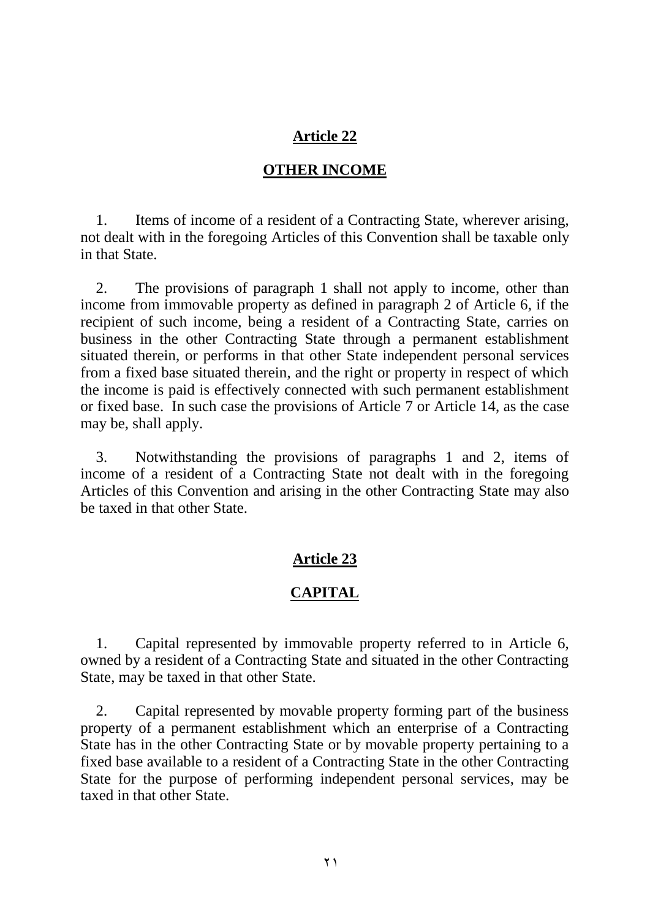## Article 22

## OTHER INCOME

1. Items of income of a resident of a Contracting State, wherever arising, not dealt with in the foregoing Articles of this Convention shall be taxable only in that State.

2. The provisions of paragraph 1 shall not apply to income, other than income from immovable property as defined in paragraph 2 of Article 6, if the recipient of such income, being a resident of a Contracting State, carries on business in the other Contracting State through a permanent establishment situated therein, or performs in that other State independent personal services from a fixed base situated therein, and the right or property in respect of which the income is paid is effectively connected with such permanent establishment or fixed base. In such case the provisions of Article 7 or Article 14, as the case may be, shall apply.

3. Notwithstanding the provisions of paragraphs 1 and 2, items of income of a resident of a Contracting State not dealt with in the foregoing Articles of this Convention and arising in the other Contracting State may also be taxed in that other State.

## Article 23

## CAPITAL

1. Capital represented by immovable property referred to in Article 6, owned by a resident of a Contracting State and situated in the other Contracting State, may be taxed in that other State.

2. Capital represented by movable property forming part of the business property of a permanent establishment which an enterprise of a Contracting State has in the other Contracting State or by movable property pertaining to a fixed base available to a resident of a Contracting State in the other Contracting State for the purpose of performing independent personal services, may be taxed in that other State.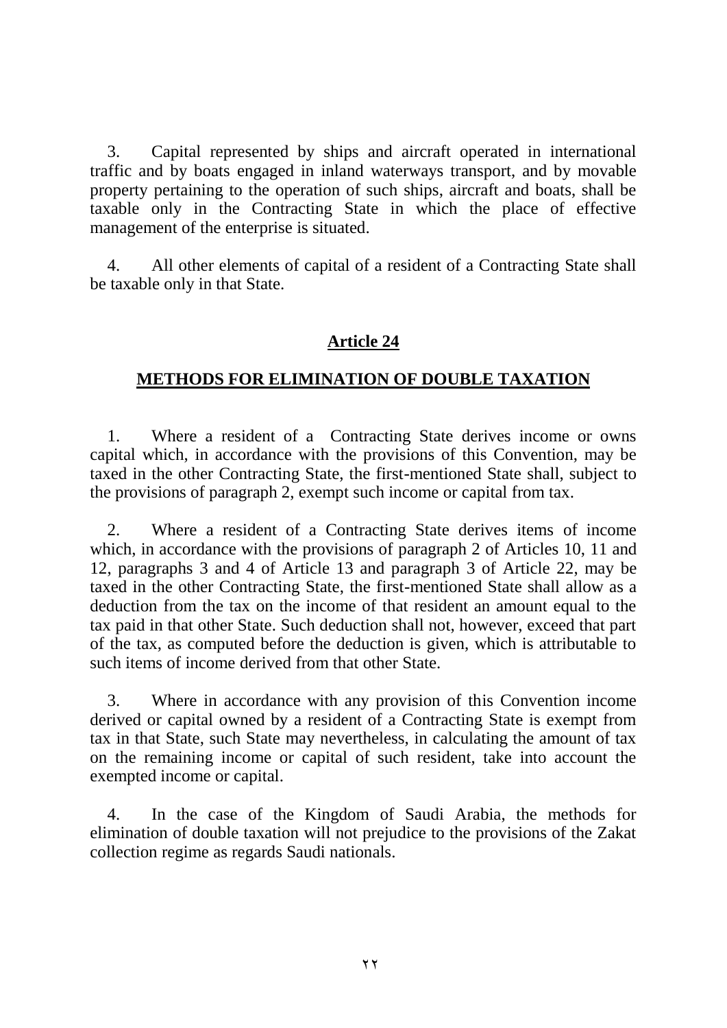3. Capital represented by ships and aircraft operated in international traffic and by boats engaged in inland waterways transport, and by movable property pertaining to the operation of such ships, aircraft and boats, shall be taxable only in the Contracting State in which the place of effective management of the enterprise is situated.

4. All other elements of capital of a resident of a Contracting State shall be taxable only in that State.

## Article 24

## METHODS FOR ELIMINATION OF DOUBLE TAXATION

1. Where a resident of a Contracting State derives income or owns capital which, in accordance with the provisions of this Convention, may be taxed in the other Contracting State, the first-mentioned State shall, subject to the provisions of paragraph 2, exempt such income or capital from tax.

2. Where a resident of a Contracting State derives items of income which, in accordance with the provisions of paragraph 2 of Articles 10, 11 and 12, paragraphs 3 and 4 of Article 13 and paragraph 3 of Article 22, may be taxed in the other Contracting State, the first-mentioned State shall allow as a deduction from the tax on the income of that resident an amount equal to the tax paid in that other State. Such deduction shall not, however, exceed that part of the tax, as computed before the deduction is given, which is attributable to such items of income derived from that other State.

3. Where in accordance with any provision of this Convention income derived or capital owned by a resident of a Contracting State is exempt from tax in that State, such State may nevertheless, in calculating the amount of tax on the remaining income or capital of such resident, take into account the exempted income or capital.

4. In the case of the Kingdom of Saudi Arabia, the methods for elimination of double taxation will not prejudice to the provisions of the Zakat collection regime as regards Saudi nationals.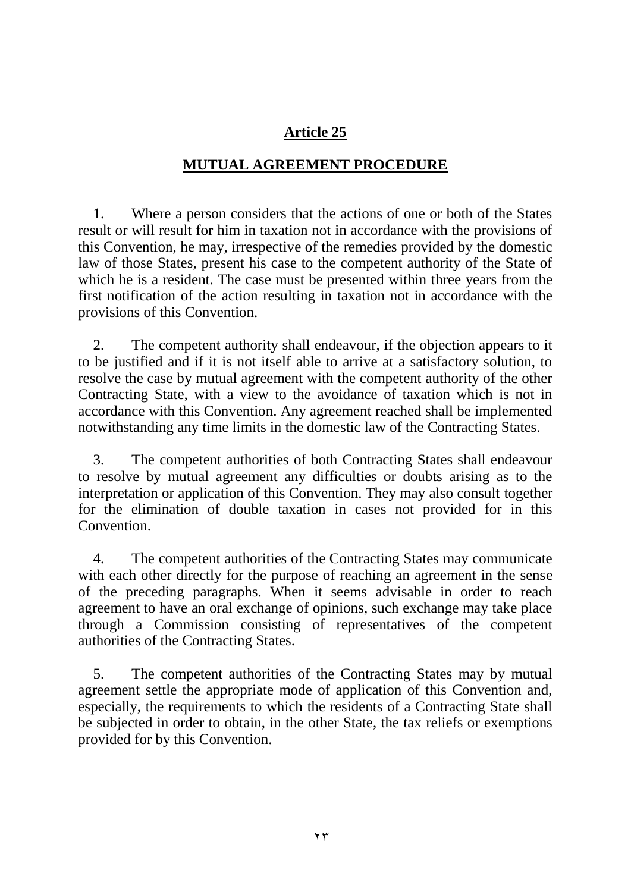## Article 25

## MUTUAL AGREEMENT PROCEDURE

1. Where a person considers that the actions of one or both of the States result or will result for him in taxation not in accordance with the provisions of this Convention, he may, irrespective of the remedies provided by the domestic law of those States, present his case to the competent authority of the State of which he is a resident. The case must be presented within three years from the first notification of the action resulting in taxation not in accordance with the provisions of this Convention.

2. The competent authority shall endeavour, if the objection appears to it to be justified and if it is not itself able to arrive at a satisfactory solution, to resolve the case by mutual agreement with the competent authority of the other Contracting State, with a view to the avoidance of taxation which is not in accordance with this Convention. Any agreement reached shall be implemented notwithstanding any time limits in the domestic law of the Contracting States.

3. The competent authorities of both Contracting States shall endeavour to resolve by mutual agreement any difficulties or doubts arising as to the interpretation or application of this Convention. They may also consult together for the elimination of double taxation in cases not provided for in this Convention.

4. The competent authorities of the Contracting States may communicate with each other directly for the purpose of reaching an agreement in the sense of the preceding paragraphs. When it seems advisable in order to reach agreement to have an oral exchange of opinions, such exchange may take place through a Commission consisting of representatives of the competent authorities of the Contracting States.

5. The competent authorities of the Contracting States may by mutual agreement settle the appropriate mode of application of this Convention and, especially, the requirements to which the residents of a Contracting State shall be subjected in order to obtain, in the other State, the tax reliefs or exemptions provided for by this Convention.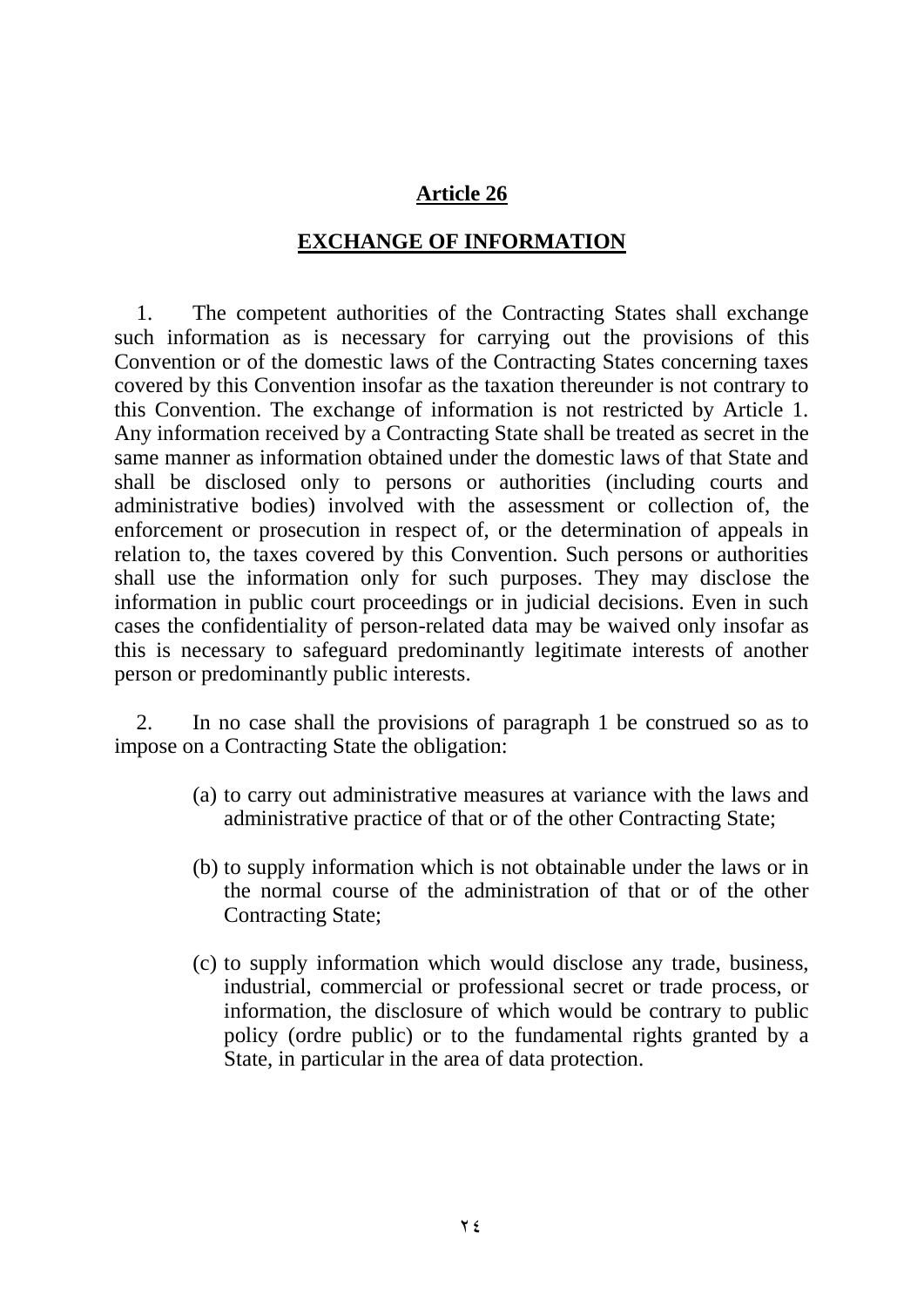## Article 26

## EXCHANGE OF INFORMATION

1. The competent authorities of the Contracting States shall exchange such information as is necessary for carrying out the provisions of this Convention or of the domestic laws of the Contracting States concerning taxes covered by this Convention insofar as the taxation thereunder is not contrary to this Convention. The exchange of information is not restricted by Article 1. Any information received by a Contracting State shall be treated as secret in the same manner as information obtained under the domestic laws of that State and shall be disclosed only to persons or authorities (including courts and administrative bodies) involved with the assessment or collection of, the enforcement or prosecution in respect of, or the determination of appeals in relation to, the taxes covered by this Convention. Such persons or authorities shall use the information only for such purposes. They may disclose the information in public court proceedings or in judicial decisions. Even in such cases the confidentiality of person-related data may be waived only insofar as this is necessary to safeguard predominantly legitimate interests of another person or predominantly public interests.

2. In no case shall the provisions of paragraph 1 be construed so as to impose on a Contracting State the obligation:

(a) to carry out administrative measures at variance with the laws and administrative practice of that or of the other Contracting State;

(b) to supply information which is not obtainable under the laws or in the normal course of the administration of that or of the other Contracting State;

(c) to supply information which would disclose any trade, business, industrial, commercial or professional secret or trade process, or information, the disclosure of which would be contrary to public policy (ordre public) or to the fundamental rights granted by a State, in particular in the area of data protection.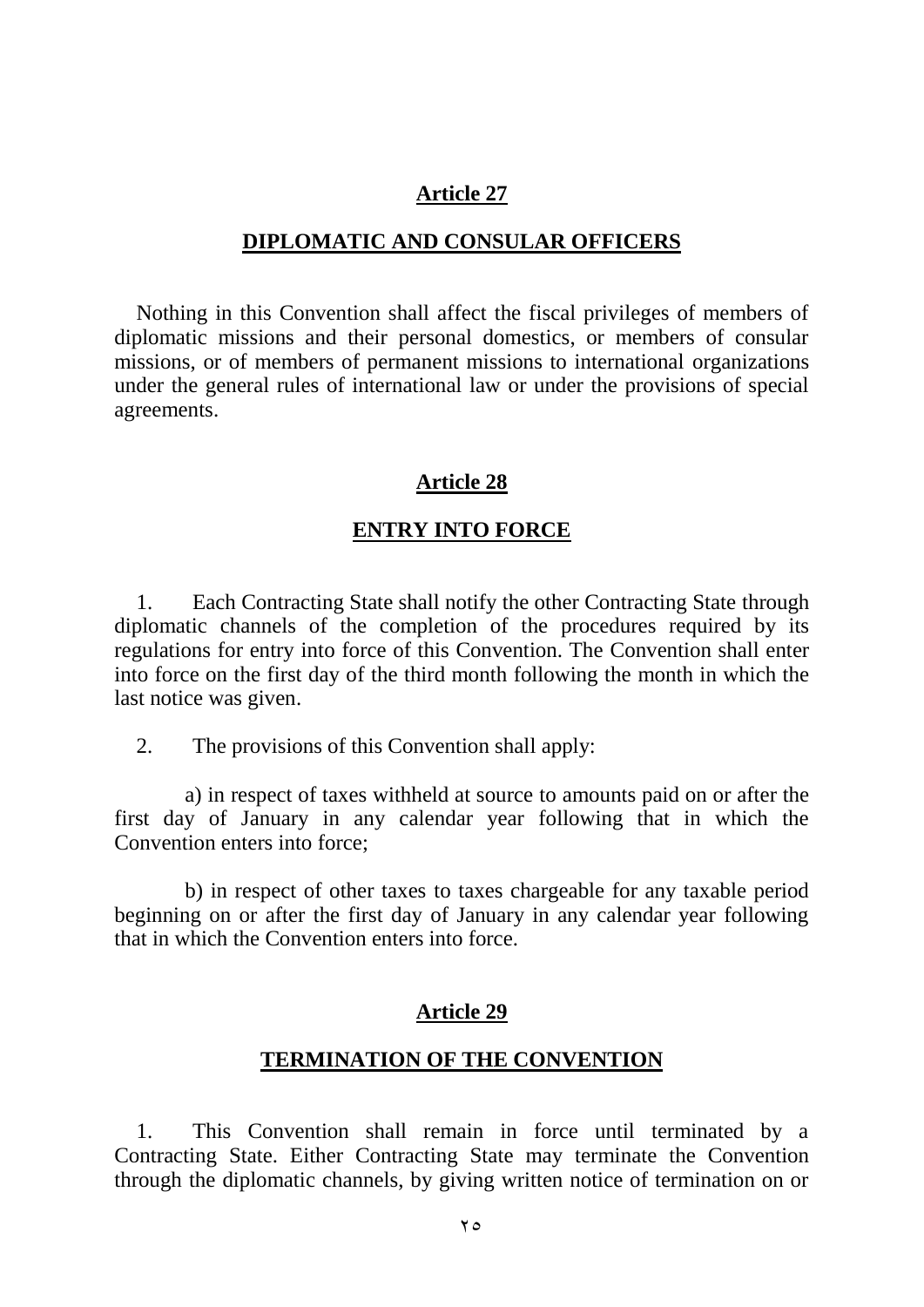## Article 27

## DIPLOMATIC AND CONSULAR OFFICERS

Nothing in this Convention shall affect the fiscal privileges of members of diplomatic missions and their personal domestics, or members of consular missions, or of members of permanent missions to international organizations under the general rules of international law or under the provisions of special agreements.

## Article 28

## ENTRY INTO FORCE

1. Each Contracting State shall notify the other Contracting State through diplomatic channels of the completion of the procedures required by its regulations for entry into force of this Convention. The Convention shall enter into force on the first day of the third month following the month in which the last notice was given.

2. The provisions of this Convention shall apply:

a) in respect of taxes withheld at source to amounts paid on or after the first day of January in any calendar year following that in which the Convention enters into force;

b) in respect of other taxes to taxes chargeable for any taxable period beginning on or after the first day of January in any calendar year following that in which the Convention enters into force.

## Article 29

## TERMINATION OF THE CONVENTION

1. This Convention shall remain in force until terminated by a Contracting State. Either Contracting State may terminate the Convention through the diplomatic channels, by giving written notice of termination on or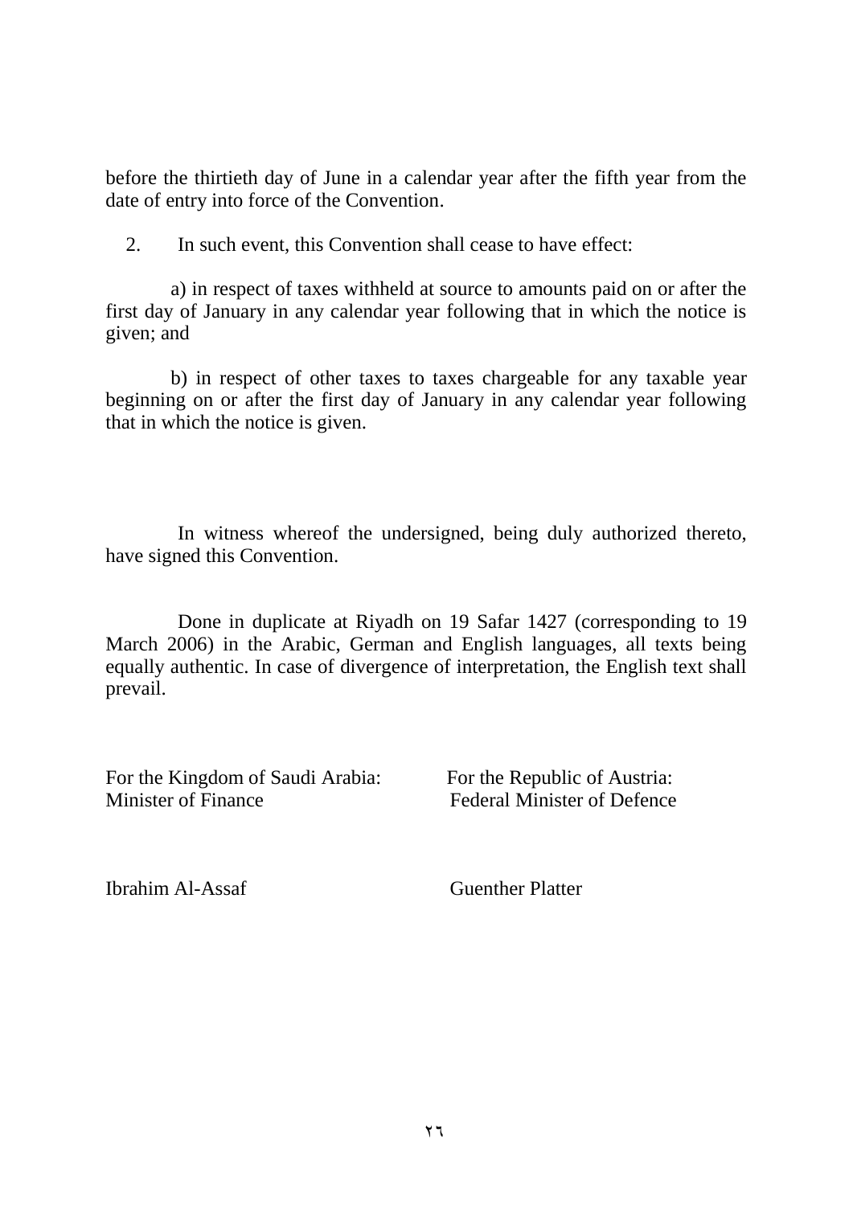before the thirtieth day of June in a calendar year after the fifth year from the date of entry into force of the Convention.

2. In such event, this Convention shall cease to have effect:

a) in respect of taxes withheld at source to amounts paid on or after the first day of January in any calendar year following that in which the notice is given; and

b) in respect of other taxes to taxes chargeable for any taxable year beginning on or after the first day of January in any calendar year following that in which the notice is given.

In witness whereof the undersigned, being duly authorized thereto, have signed this Convention.

Done in duplicate at Riyadh on 19 Safar 1427 (corresponding to 19 March 2006) in the Arabic, German and English languages, all texts being equally authentic. In case of divergence of interpretation, the English text shall prevail.

| | |
|---|---|
| For the Kingdom of Saudi Arabia: | For the Republic of Austria: |
| Minister of Finance | Federal Minister of Defence |
| Ibrahim Al-Assaf | Guenther Platter |